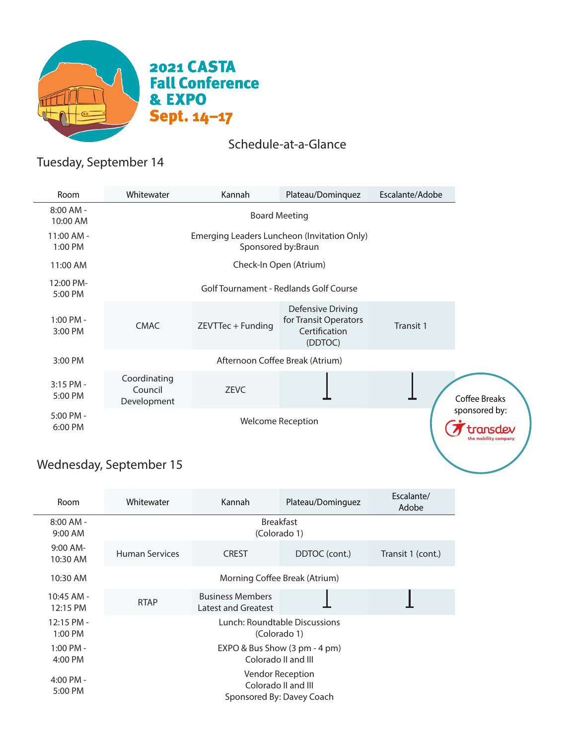# 2021 CASTA Fall Conference & EXPO

## Sept. 14–17

Schedule-at-a-Glance

## Tuesday, September 14

| Room | Whitewater | Kannah | Plateau/Dominquez | Escalante/Adobe |
|---|---|---|---|---|
| 8:00 AM - 10:00 AM | Board Meeting | | | |
| 11:00 AM - 1:00 PM | Emerging Leaders Luncheon (Invitation Only) Sponsored by:Braun | | | |
| 11:00 AM | Check-In Open (Atrium) | | | |
| 12:00 PM- 5:00 PM | Golf Tournament - Redlands Golf Course | | | |
| 1:00 PM - 3:00 PM | CMAC | ZEVTTec + Funding | Defensive Driving for Transit Operators Certification (DDTOC) | Transit 1 |
| 3:00 PM | Afternoon Coffee Break (Atrium) | | | |
| 3:15 PM - 5:00 PM | Coordinating Council Development | ZEVC | ⊥ | ⊥ |
| 5:00 PM - 6:00 PM | Welcome Reception | | | |

Coffee Breaks sponsored by: transdev the mobility company

## Wednesday, September 15

| Room | Whitewater | Kannah | Plateau/Dominguez | Escalante/ Adobe |
|---|---|---|---|---|
| 8:00 AM - 9:00 AM | Breakfast (Colorado 1) | | | |
| 9:00 AM- 10:30 AM | Human Services | CREST | DDTOC (cont.) | Transit 1 (cont.) |
| 10:30 AM | Morning Coffee Break (Atrium) | | | |
| 10:45 AM - 12:15 PM | RTAP | Business Members Latest and Greatest | ⊥ | ⊥ |
| 12:15 PM - 1:00 PM | Lunch: Roundtable Discussions (Colorado 1) | | | |
| 1:00 PM - 4:00 PM | EXPO & Bus Show (3 pm - 4 pm) Colorado II and III | | | |
| 4:00 PM - 5:00 PM | Vendor Reception Colorado II and III Sponsored By: Davey Coach | | | |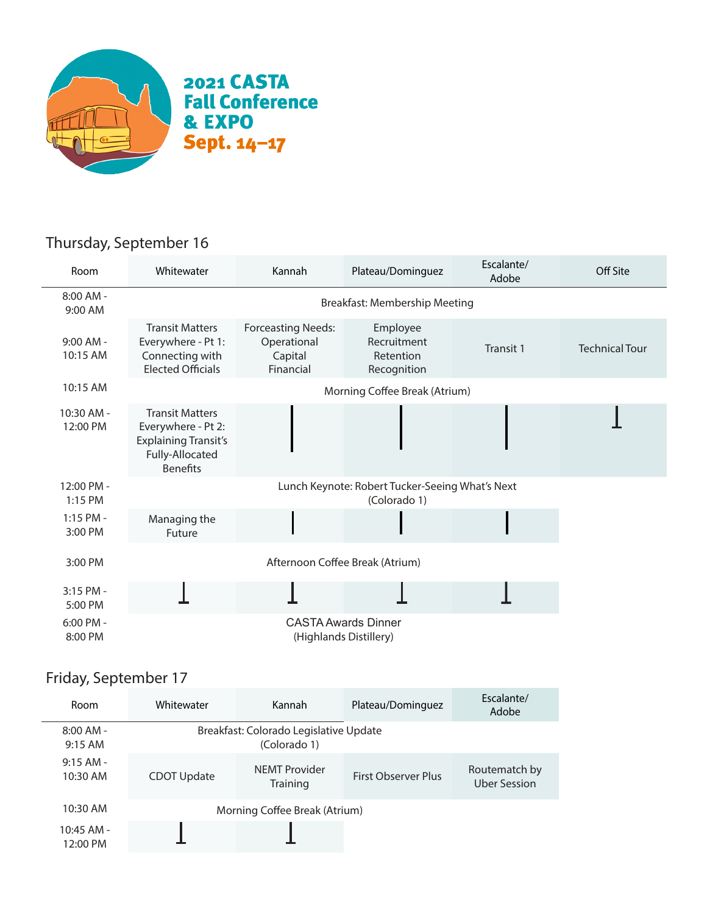# 2021 CASTA Fall Conference & EXPO

**Sept. 14–17**

## Thursday, September 16

| Room | Whitewater | Kannah | Plateau/Dominguez | Escalante/ Adobe | Off Site |
|---|---|---|---|---|---|
| 8:00 AM - 9:00 AM | Breakfast: Membership Meeting | | | | |
| 9:00 AM - 10:15 AM | Transit Matters Everywhere - Pt 1: Connecting with Elected Officials | Forceasting Needs: Operational Capital Financial | Employee Recruitment Retention Recognition | Transit 1 | Technical Tour |
| 10:15 AM | Morning Coffee Break (Atrium) | | | | |
| 10:30 AM - 12:00 PM | Transit Matters Everywhere - Pt 2: Explaining Transit's Fully-Allocated Benefits | \| | \| | \| | ⊥ |
| 12:00 PM - 1:15 PM | Lunch Keynote: Robert Tucker-Seeing What's Next (Colorado 1) | | | | |
| 1:15 PM - 3:00 PM | Managing the Future | \| | \| | \| | |
| 3:00 PM | Afternoon Coffee Break (Atrium) | | | | |
| 3:15 PM - 5:00 PM | ⊥ | ⊥ | ⊥ | ⊥ | |
| 6:00 PM - 8:00 PM | CASTA Awards Dinner (Highlands Distillery) | | | | |

## Friday, September 17

| Room | Whitewater | Kannah | Plateau/Dominguez | Escalante/ Adobe |
|---|---|---|---|---|
| 8:00 AM - 9:15 AM | Breakfast: Colorado Legislative Update (Colorado 1) | | | |
| 9:15 AM - 10:30 AM | CDOT Update | NEMT Provider Training | First Observer Plus | Routematch by Uber Session |
| 10:30 AM | Morning Coffee Break (Atrium) | | | |
| 10:45 AM - 12:00 PM | ⊥ | ⊥ | | |